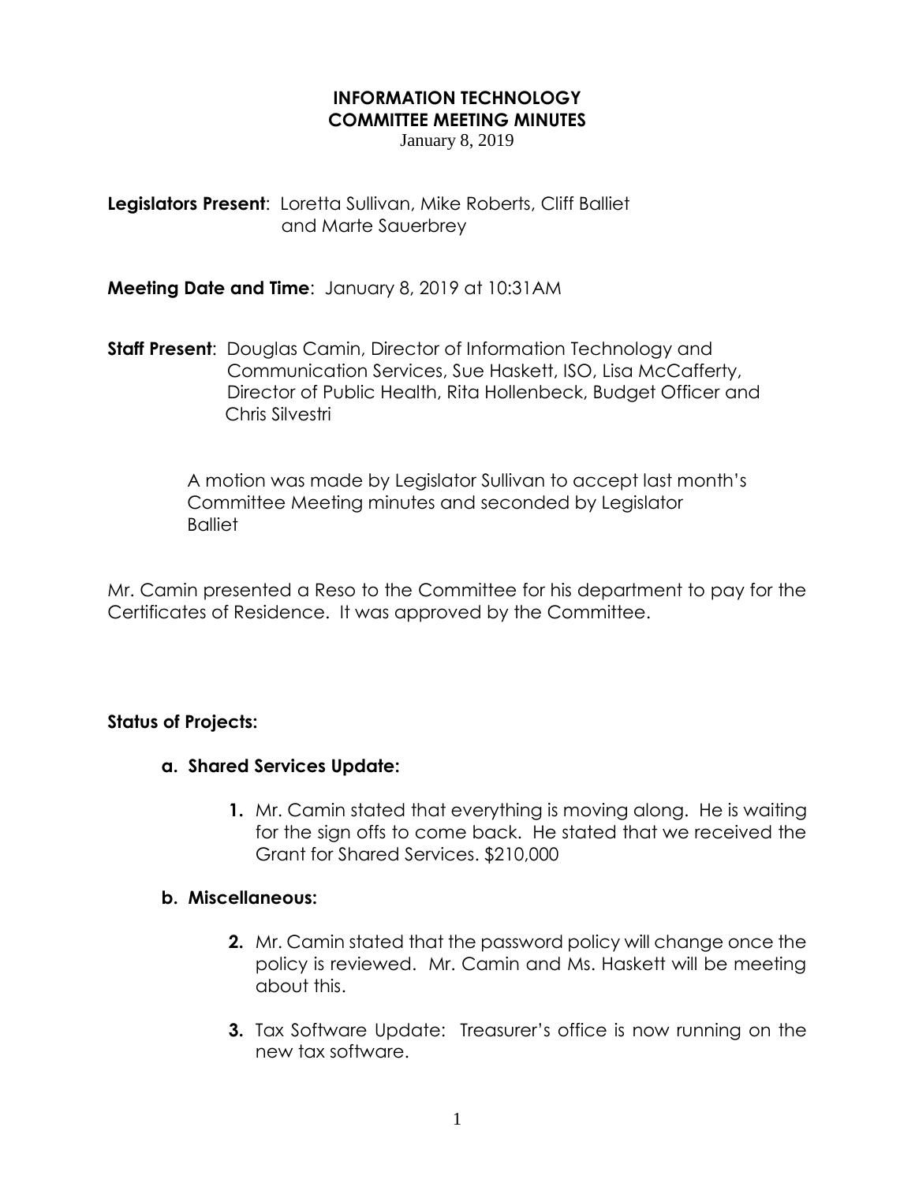# INFORMATION TECHNOLOGY
# COMMITTEE MEETING MINUTES

January 8, 2019

**Legislators Present**: Loretta Sullivan, Mike Roberts, Cliff Balliet and Marte Sauerbrey

**Meeting Date and Time**: January 8, 2019 at 10:31AM

**Staff Present**: Douglas Camin, Director of Information Technology and Communication Services, Sue Haskett, ISO, Lisa McCafferty, Director of Public Health, Rita Hollenbeck, Budget Officer and Chris Silvestri

A motion was made by Legislator Sullivan to accept last month's Committee Meeting minutes and seconded by Legislator Balliet

Mr. Camin presented a Reso to the Committee for his department to pay for the Certificates of Residence. It was approved by the Committee.

**Status of Projects:**

**a. Shared Services Update:**

1. Mr. Camin stated that everything is moving along. He is waiting for the sign offs to come back. He stated that we received the Grant for Shared Services. $210,000

**b. Miscellaneous:**

2. Mr. Camin stated that the password policy will change once the policy is reviewed. Mr. Camin and Ms. Haskett will be meeting about this.

3. Tax Software Update: Treasurer's office is now running on the new tax software.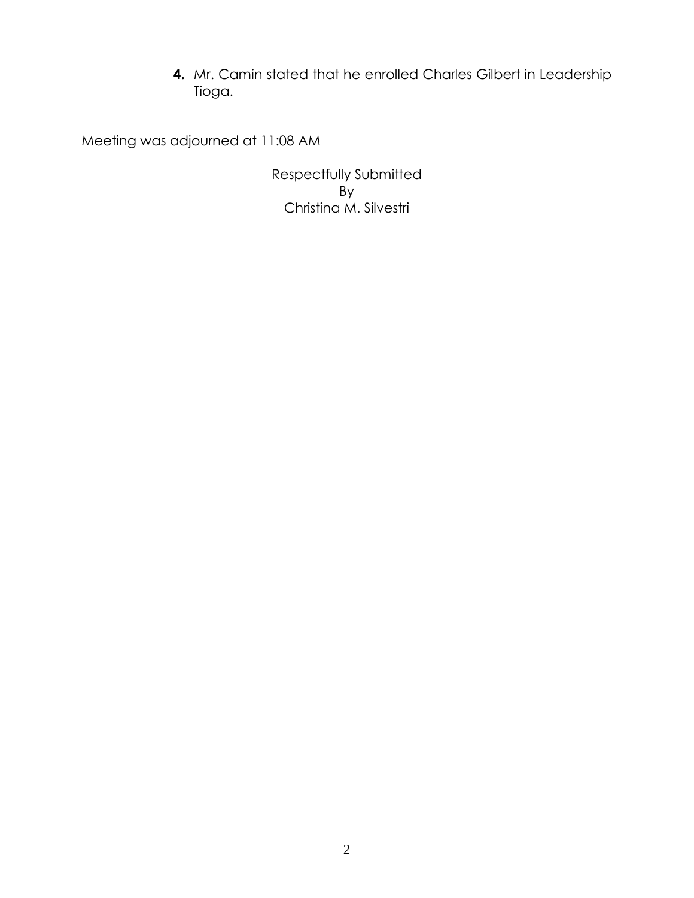4. Mr. Camin stated that he enrolled Charles Gilbert in Leadership Tioga.

Meeting was adjourned at 11:08 AM

Respectfully Submitted
By
Christina M. Silvestri